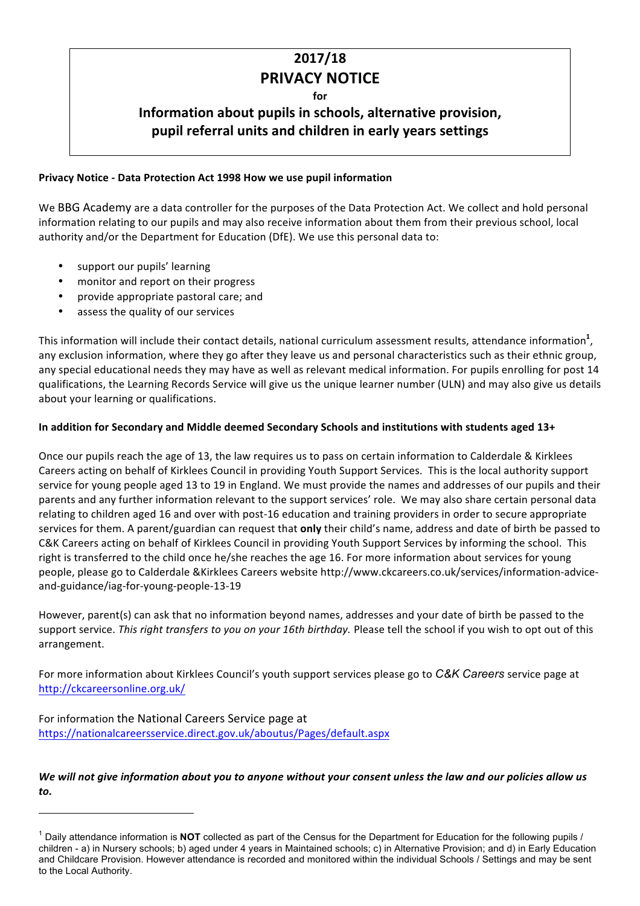# 2017/18
# PRIVACY NOTICE
**for**
## Information about pupils in schools, alternative provision, pupil referral units and children in early years settings

**Privacy Notice - Data Protection Act 1998 How we use pupil information**

We BBG Academy are a data controller for the purposes of the Data Protection Act. We collect and hold personal information relating to our pupils and may also receive information about them from their previous school, local authority and/or the Department for Education (DfE). We use this personal data to:

- support our pupils' learning
- monitor and report on their progress
- provide appropriate pastoral care; and
- assess the quality of our services

This information will include their contact details, national curriculum assessment results, attendance information[1], any exclusion information, where they go after they leave us and personal characteristics such as their ethnic group, any special educational needs they may have as well as relevant medical information. For pupils enrolling for post 14 qualifications, the Learning Records Service will give us the unique learner number (ULN) and may also give us details about your learning or qualifications.

**In addition for Secondary and Middle deemed Secondary Schools and institutions with students aged 13+**

Once our pupils reach the age of 13, the law requires us to pass on certain information to Calderdale & Kirklees Careers acting on behalf of Kirklees Council in providing Youth Support Services. This is the local authority support service for young people aged 13 to 19 in England. We must provide the names and addresses of our pupils and their parents and any further information relevant to the support services' role. We may also share certain personal data relating to children aged 16 and over with post-16 education and training providers in order to secure appropriate services for them. A parent/guardian can request that **only** their child's name, address and date of birth be passed to C&K Careers acting on behalf of Kirklees Council in providing Youth Support Services by informing the school. This right is transferred to the child once he/she reaches the age 16. For more information about services for young people, please go to Calderdale &Kirklees Careers website http://www.ckcareers.co.uk/services/information-advice-and-guidance/iag-for-young-people-13-19

However, parent(s) can ask that no information beyond names, addresses and your date of birth be passed to the support service. *This right transfers to you on your 16th birthday.* Please tell the school if you wish to opt out of this arrangement.

For more information about Kirklees Council's youth support services please go to *C&K Careers* service page at http://ckcareersonline.org.uk/

For information the National Careers Service page at https://nationalcareersservice.direct.gov.uk/aboutus/Pages/default.aspx

***We will not give information about you to anyone without your consent unless the law and our policies allow us to.***

---

[1] Daily attendance information is **NOT** collected as part of the Census for the Department for Education for the following pupils / children - a) in Nursery schools; b) aged under 4 years in Maintained schools; c) in Alternative Provision; and d) in Early Education and Childcare Provision. However attendance is recorded and monitored within the individual Schools / Settings and may be sent to the Local Authority.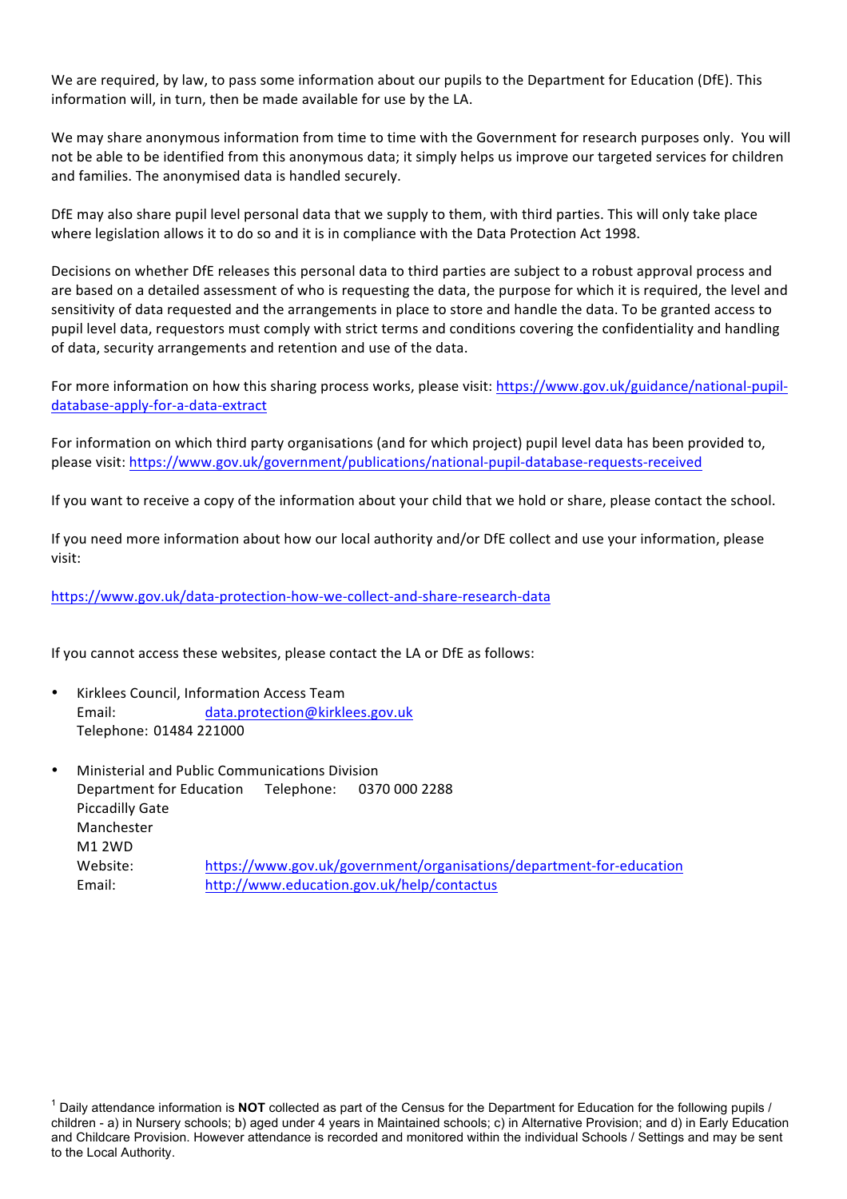We are required, by law, to pass some information about our pupils to the Department for Education (DfE). This information will, in turn, then be made available for use by the LA.

We may share anonymous information from time to time with the Government for research purposes only. You will not be able to be identified from this anonymous data; it simply helps us improve our targeted services for children and families. The anonymised data is handled securely.

DfE may also share pupil level personal data that we supply to them, with third parties. This will only take place where legislation allows it to do so and it is in compliance with the Data Protection Act 1998.

Decisions on whether DfE releases this personal data to third parties are subject to a robust approval process and are based on a detailed assessment of who is requesting the data, the purpose for which it is required, the level and sensitivity of data requested and the arrangements in place to store and handle the data. To be granted access to pupil level data, requestors must comply with strict terms and conditions covering the confidentiality and handling of data, security arrangements and retention and use of the data.

For more information on how this sharing process works, please visit: https://www.gov.uk/guidance/national-pupil-database-apply-for-a-data-extract

For information on which third party organisations (and for which project) pupil level data has been provided to, please visit: https://www.gov.uk/government/publications/national-pupil-database-requests-received

If you want to receive a copy of the information about your child that we hold or share, please contact the school.

If you need more information about how our local authority and/or DfE collect and use your information, please visit:

https://www.gov.uk/data-protection-how-we-collect-and-share-research-data

If you cannot access these websites, please contact the LA or DfE as follows:

- Kirklees Council, Information Access Team
  Email: data.protection@kirklees.gov.uk
  Telephone: 01484 221000

- Ministerial and Public Communications Division
  Department for Education Telephone: 0370 000 2288
  Piccadilly Gate
  Manchester
  M1 2WD
  Website: https://www.gov.uk/government/organisations/department-for-education
  Email: http://www.education.gov.uk/help/contactus

[1] Daily attendance information is **NOT** collected as part of the Census for the Department for Education for the following pupils / children - a) in Nursery schools; b) aged under 4 years in Maintained schools; c) in Alternative Provision; and d) in Early Education and Childcare Provision. However attendance is recorded and monitored within the individual Schools / Settings and may be sent to the Local Authority.